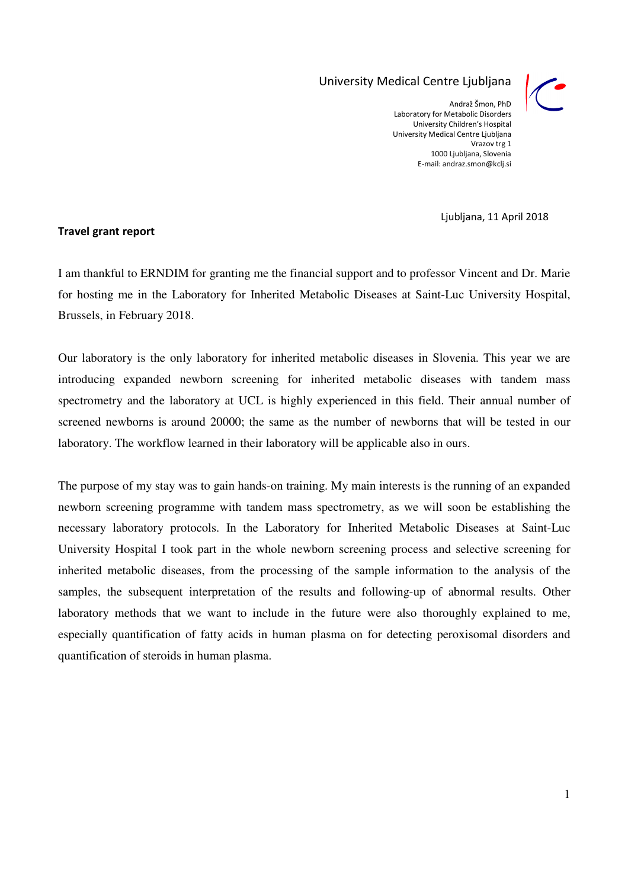University Medical Centre Ljubljana

Andraž Šmon, PhD
Laboratory for Metabolic Disorders
University Children's Hospital
University Medical Centre Ljubljana
Vrazov trg 1
1000 Ljubljana, Slovenia
E-mail: andraz.smon@kclj.si

Ljubljana, 11 April 2018

**Travel grant report**

I am thankful to ERNDIM for granting me the financial support and to professor Vincent and Dr. Marie for hosting me in the Laboratory for Inherited Metabolic Diseases at Saint-Luc University Hospital, Brussels, in February 2018.

Our laboratory is the only laboratory for inherited metabolic diseases in Slovenia. This year we are introducing expanded newborn screening for inherited metabolic diseases with tandem mass spectrometry and the laboratory at UCL is highly experienced in this field. Their annual number of screened newborns is around 20000; the same as the number of newborns that will be tested in our laboratory. The workflow learned in their laboratory will be applicable also in ours.

The purpose of my stay was to gain hands-on training. My main interests is the running of an expanded newborn screening programme with tandem mass spectrometry, as we will soon be establishing the necessary laboratory protocols. In the Laboratory for Inherited Metabolic Diseases at Saint-Luc University Hospital I took part in the whole newborn screening process and selective screening for inherited metabolic diseases, from the processing of the sample information to the analysis of the samples, the subsequent interpretation of the results and following-up of abnormal results. Other laboratory methods that we want to include in the future were also thoroughly explained to me, especially quantification of fatty acids in human plasma on for detecting peroxisomal disorders and quantification of steroids in human plasma.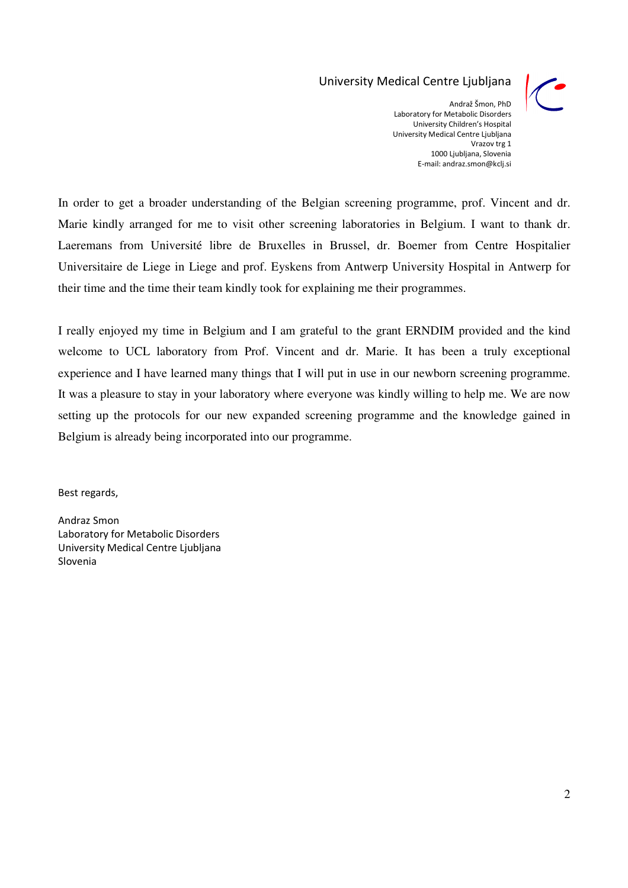University Medical Centre Ljubljana

Andraž Šmon, PhD
Laboratory for Metabolic Disorders
University Children's Hospital
University Medical Centre Ljubljana
Vrazov trg 1
1000 Ljubljana, Slovenia
E-mail: andraz.smon@kclj.si

In order to get a broader understanding of the Belgian screening programme, prof. Vincent and dr. Marie kindly arranged for me to visit other screening laboratories in Belgium. I want to thank dr. Laeremans from Université libre de Bruxelles in Brussel, dr. Boemer from Centre Hospitalier Universitaire de Liege in Liege and prof. Eyskens from Antwerp University Hospital in Antwerp for their time and the time their team kindly took for explaining me their programmes.

I really enjoyed my time in Belgium and I am grateful to the grant ERNDIM provided and the kind welcome to UCL laboratory from Prof. Vincent and dr. Marie. It has been a truly exceptional experience and I have learned many things that I will put in use in our newborn screening programme. It was a pleasure to stay in your laboratory where everyone was kindly willing to help me. We are now setting up the protocols for our new expanded screening programme and the knowledge gained in Belgium is already being incorporated into our programme.

Best regards,

Andraz Smon
Laboratory for Metabolic Disorders
University Medical Centre Ljubljana
Slovenia